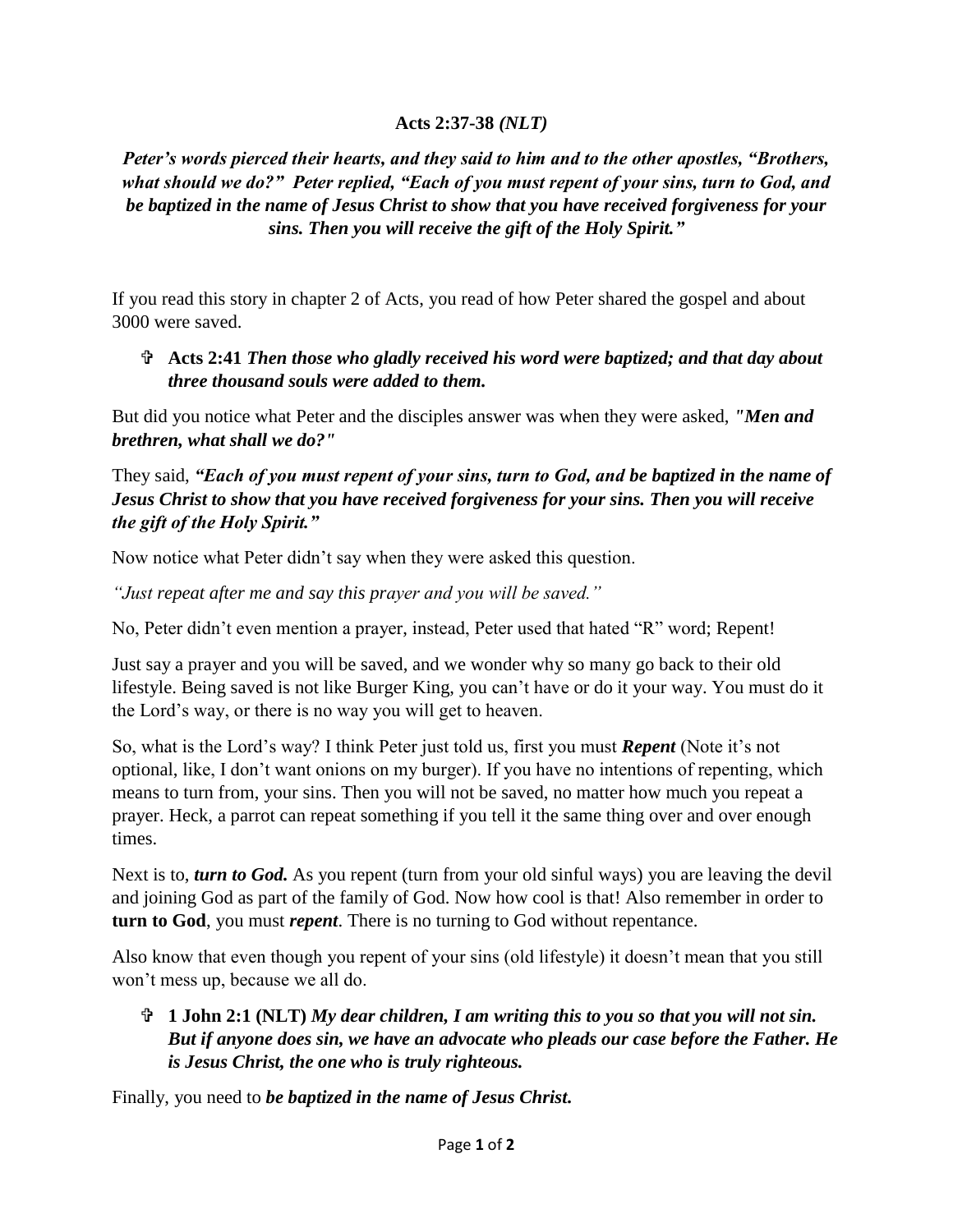**Acts 2:37-38** ***(NLT)***

***Peter's words pierced their hearts, and they said to him and to the other apostles, "Brothers, what should we do?" Peter replied, "Each of you must repent of your sins, turn to God, and be baptized in the name of Jesus Christ to show that you have received forgiveness for your sins. Then you will receive the gift of the Holy Spirit."***

If you read this story in chapter 2 of Acts, you read of how Peter shared the gospel and about 3000 were saved.

- ✞ **Acts 2:41** ***Then those who gladly received his word were baptized; and that day about three thousand souls were added to them.***

But did you notice what Peter and the disciples answer was when they were asked, ***"Men and brethren, what shall we do?"***

They said, ***"Each of you must repent of your sins, turn to God, and be baptized in the name of Jesus Christ to show that you have received forgiveness for your sins. Then you will receive the gift of the Holy Spirit."***

Now notice what Peter didn't say when they were asked this question.

*"Just repeat after me and say this prayer and you will be saved."*

No, Peter didn't even mention a prayer, instead, Peter used that hated "R" word; Repent!

Just say a prayer and you will be saved, and we wonder why so many go back to their old lifestyle. Being saved is not like Burger King, you can't have or do it your way. You must do it the Lord's way, or there is no way you will get to heaven.

So, what is the Lord's way? I think Peter just told us, first you must ***Repent*** (Note it's not optional, like, I don't want onions on my burger). If you have no intentions of repenting, which means to turn from, your sins. Then you will not be saved, no matter how much you repeat a prayer. Heck, a parrot can repeat something if you tell it the same thing over and over enough times.

Next is to, ***turn to God.*** As you repent (turn from your old sinful ways) you are leaving the devil and joining God as part of the family of God. Now how cool is that! Also remember in order to **turn to God**, you must ***repent***. There is no turning to God without repentance.

Also know that even though you repent of your sins (old lifestyle) it doesn't mean that you still won't mess up, because we all do.

- ✞ **1 John 2:1 (NLT)** ***My dear children, I am writing this to you so that you will not sin. But if anyone does sin, we have an advocate who pleads our case before the Father. He is Jesus Christ, the one who is truly righteous.***

Finally, you need to ***be baptized in the name of Jesus Christ.***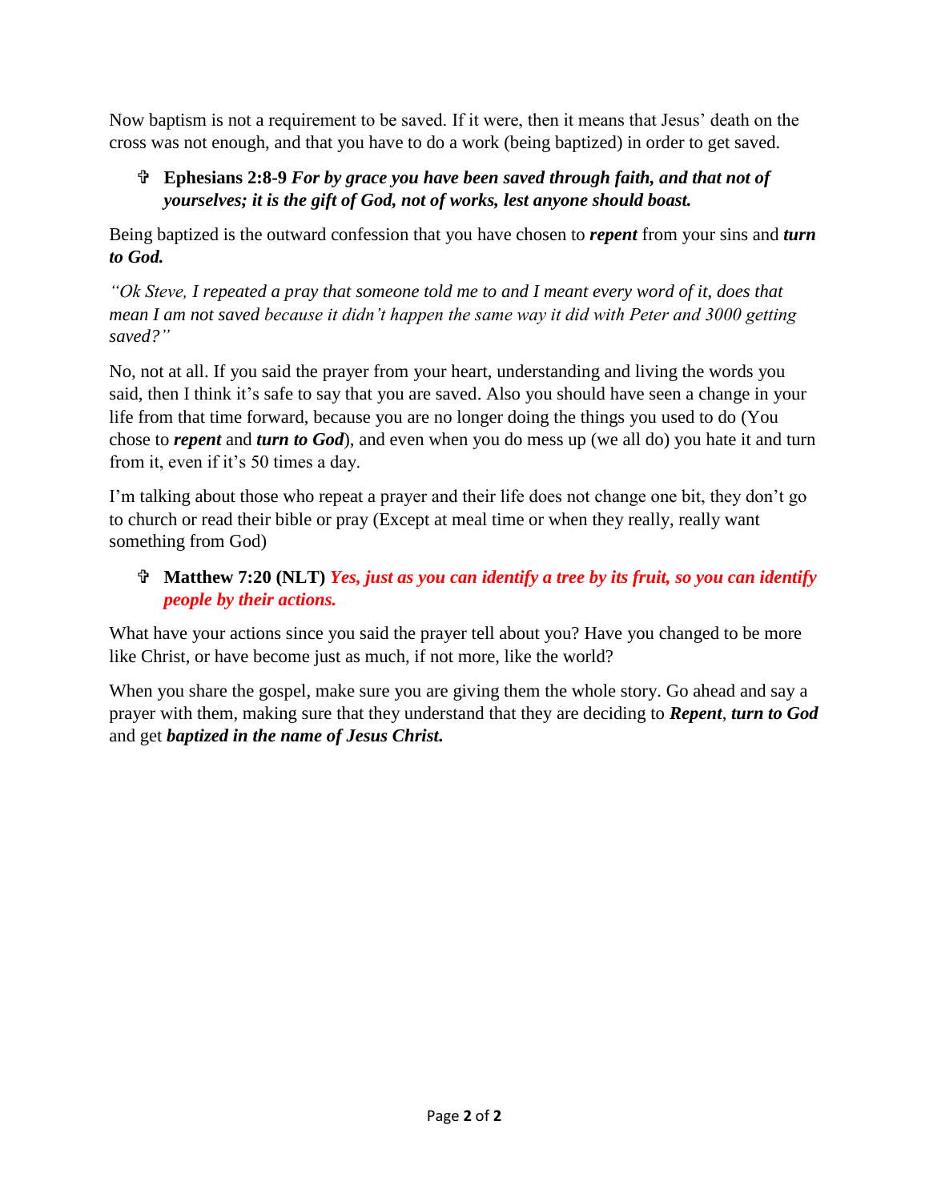Now baptism is not a requirement to be saved. If it were, then it means that Jesus' death on the cross was not enough, and that you have to do a work (being baptized) in order to get saved.

- **Ephesians 2:8-9** ***For by grace you have been saved through faith, and that not of yourselves; it is the gift of God, not of works, lest anyone should boast.***

Being baptized is the outward confession that you have chosen to ***repent*** from your sins and ***turn to God.***

*"Ok Steve, I repeated a pray that someone told me to and I meant every word of it, does that mean I am not saved because it didn't happen the same way it did with Peter and 3000 getting saved?"*

No, not at all. If you said the prayer from your heart, understanding and living the words you said, then I think it's safe to say that you are saved. Also you should have seen a change in your life from that time forward, because you are no longer doing the things you used to do (You chose to ***repent*** and ***turn to God***), and even when you do mess up (we all do) you hate it and turn from it, even if it's 50 times a day.

I'm talking about those who repeat a prayer and their life does not change one bit, they don't go to church or read their bible or pray (Except at meal time or when they really, really want something from God)

- **Matthew 7:20 (NLT)** ***Yes, just as you can identify a tree by its fruit, so you can identify people by their actions.***

What have your actions since you said the prayer tell about you? Have you changed to be more like Christ, or have become just as much, if not more, like the world?

When you share the gospel, make sure you are giving them the whole story. Go ahead and say a prayer with them, making sure that they understand that they are deciding to ***Repent***, ***turn to God*** and get ***baptized in the name of Jesus Christ.***